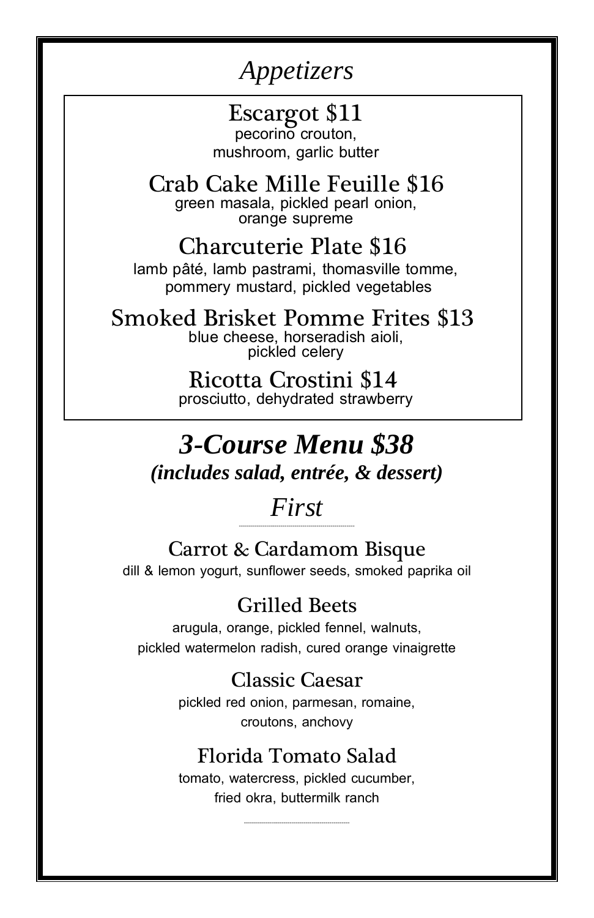# *Appetizers*

### Escargot $11
pecorino crouton,
mushroom, garlic butter

### Crab Cake Mille Feuille $16
green masala, pickled pearl onion,
orange supreme

### Charcuterie Plate $16
lamb pâté, lamb pastrami, thomasville tomme,
pommery mustard, pickled vegetables

### Smoked Brisket Pomme Frites $13
blue cheese, horseradish aioli,
pickled celery

### Ricotta Crostini $14
prosciutto, dehydrated strawberry

# ***3-Course Menu $38***

***(includes salad, entrée, & dessert)***

## *First*

---

### Carrot & Cardamom Bisque
dill & lemon yogurt, sunflower seeds, smoked paprika oil

### Grilled Beets
arugula, orange, pickled fennel, walnuts,
pickled watermelon radish, cured orange vinaigrette

### Classic Caesar
pickled red onion, parmesan, romaine,
croutons, anchovy

### Florida Tomato Salad
tomato, watercress, pickled cucumber,
fried okra, buttermilk ranch

---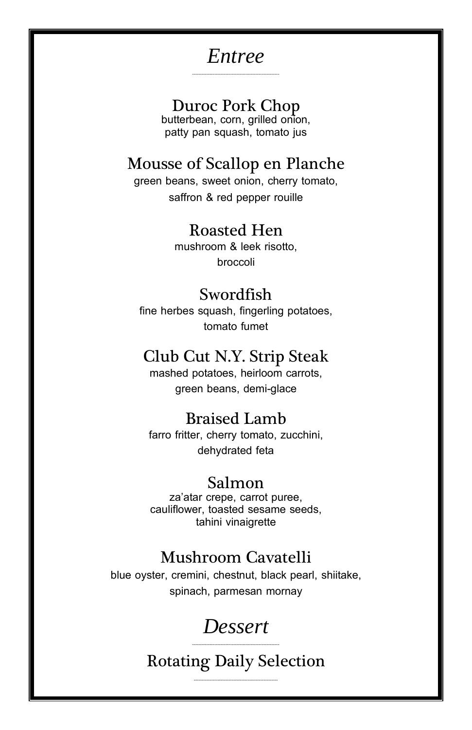# *Entree*

### Duroc Pork Chop

butterbean, corn, grilled onion,
patty pan squash, tomato jus

### Mousse of Scallop en Planche

green beans, sweet onion, cherry tomato,
saffron & red pepper rouille

### Roasted Hen

mushroom & leek risotto,
broccoli

### Swordfish

fine herbes squash, fingerling potatoes,
tomato fumet

### Club Cut N.Y. Strip Steak

mashed potatoes, heirloom carrots,
green beans, demi-glace

### Braised Lamb

farro fritter, cherry tomato, zucchini,
dehydrated feta

### Salmon

za'atar crepe, carrot puree,
cauliflower, toasted sesame seeds,
tahini vinaigrette

### Mushroom Cavatelli

blue oyster, cremini, chestnut, black pearl, shiitake,
spinach, parmesan mornay

# *Dessert*

### Rotating Daily Selection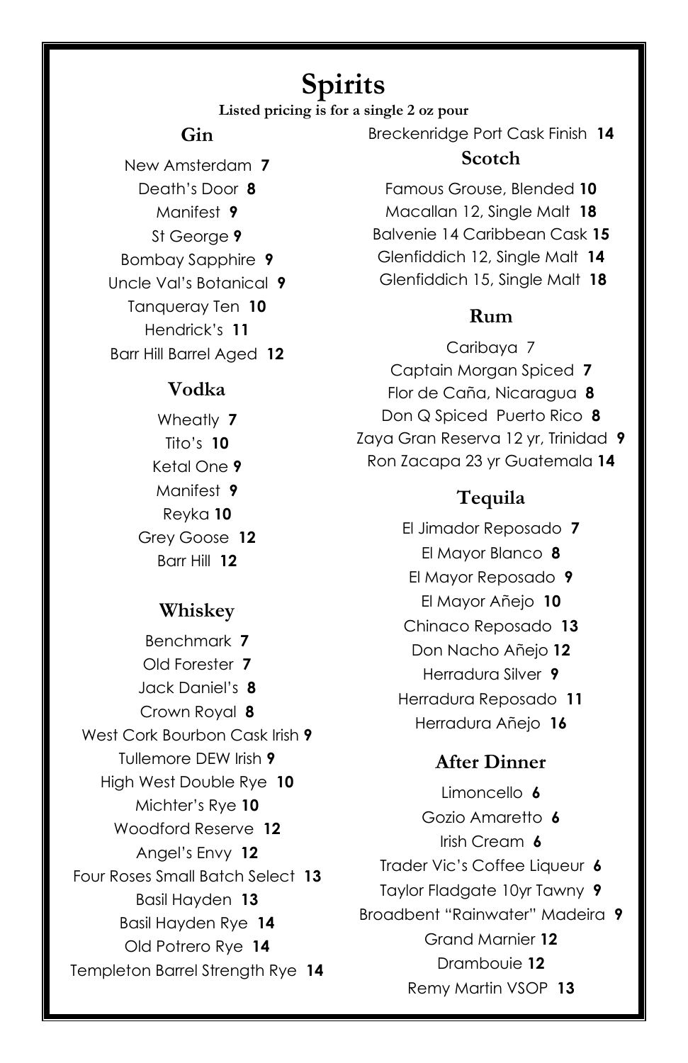# Spirits

**Listed pricing is for a single 2 oz pour**

## Gin

New Amsterdam **7**
Death's Door **8**
Manifest **9**
St George **9**
Bombay Sapphire **9**
Uncle Val's Botanical **9**
Tanqueray Ten **10**
Hendrick's **11**
Barr Hill Barrel Aged **12**

## Vodka

Wheatly **7**
Tito's **10**
Ketal One **9**
Manifest **9**
Reyka **10**
Grey Goose **12**
Barr Hill **12**

## Whiskey

Benchmark **7**
Old Forester **7**
Jack Daniel's **8**
Crown Royal **8**
West Cork Bourbon Cask Irish **9**
Tullemore DEW Irish **9**
High West Double Rye **10**
Michter's Rye **10**
Woodford Reserve **12**
Angel's Envy **12**
Four Roses Small Batch Select **13**
Basil Hayden **13**
Basil Hayden Rye **14**
Old Potrero Rye **14**
Templeton Barrel Strength Rye **14**
Breckenridge Port Cask Finish **14**

## Scotch

Famous Grouse, Blended **10**
Macallan 12, Single Malt **18**
Balvenie 14 Caribbean Cask **15**
Glenfiddich 12, Single Malt **14**
Glenfiddich 15, Single Malt **18**

## Rum

Caribaya 7
Captain Morgan Spiced **7**
Flor de Caña, Nicaragua **8**
Don Q Spiced Puerto Rico **8**
Zaya Gran Reserva 12 yr, Trinidad **9**
Ron Zacapa 23 yr Guatemala **14**

## Tequila

El Jimador Reposado **7**
El Mayor Blanco **8**
El Mayor Reposado **9**
El Mayor Añejo **10**
Chinaco Reposado **13**
Don Nacho Añejo **12**
Herradura Silver **9**
Herradura Reposado **11**
Herradura Añejo **16**

## After Dinner

Limoncello **6**
Gozio Amaretto **6**
Irish Cream **6**
Trader Vic's Coffee Liqueur **6**
Taylor Fladgate 10yr Tawny **9**
Broadbent "Rainwater" Madeira **9**
Grand Marnier **12**
Drambouie **12**
Remy Martin VSOP **13**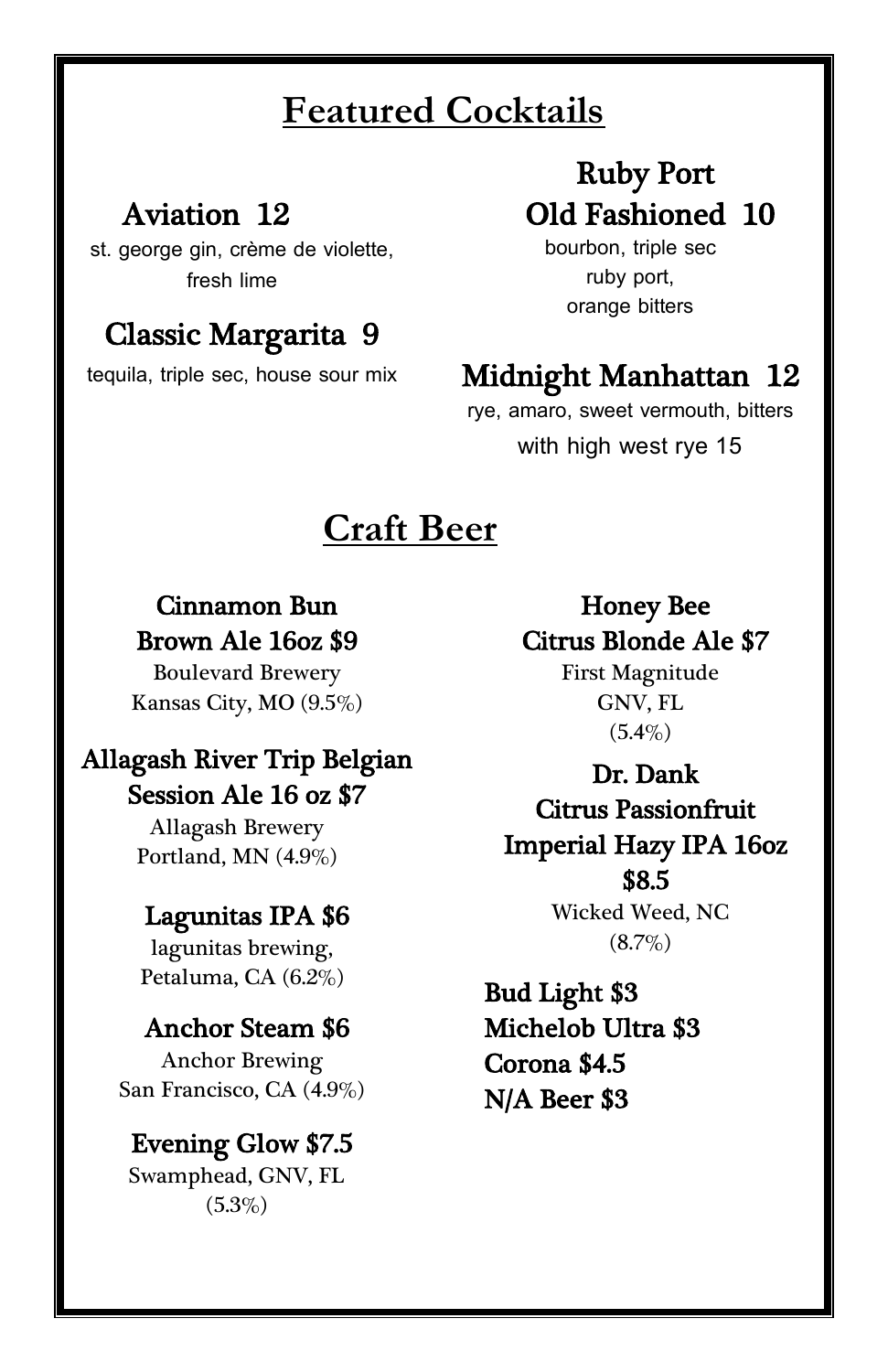# Featured Cocktails

### Aviation 12
st. george gin, crème de violette, fresh lime

### Classic Margarita 9
tequila, triple sec, house sour mix

### Ruby Port Old Fashioned 10
bourbon, triple sec
ruby port,
orange bitters

### Midnight Manhattan 12
rye, amaro, sweet vermouth, bitters
with high west rye 15

# Craft Beer

### Cinnamon Bun Brown Ale 16oz $9
Boulevard Brewery
Kansas City, MO (9.5%)

### Allagash River Trip Belgian Session Ale 16 oz $7
Allagash Brewery
Portland, MN (4.9%)

### Lagunitas IPA $6
lagunitas brewing,
Petaluma, CA (6.2%)

### Anchor Steam $6
Anchor Brewing
San Francisco, CA (4.9%)

### Evening Glow $7.5
Swamphead, GNV, FL
(5.3%)

### Honey Bee Citrus Blonde Ale $7
First Magnitude
GNV, FL
(5.4%)

### Dr. Dank Citrus Passionfruit Imperial Hazy IPA 16oz $8.5
Wicked Weed, NC
(8.7%)

**Bud Light $3**
**Michelob Ultra $3**
**Corona $4.5**
**N/A Beer $3**